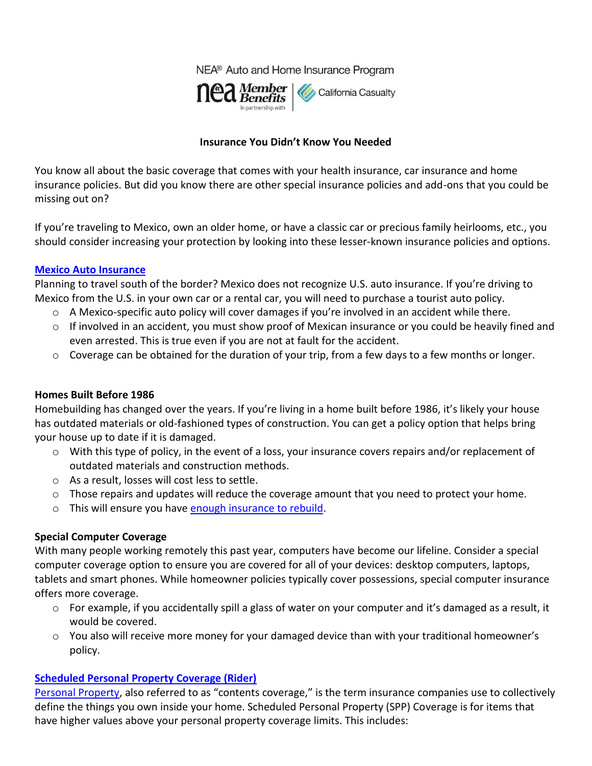NEA® Auto and Home Insurance Program

NEA Member Benefits In partnership with | California Casualty

# Insurance You Didn't Know You Needed

You know all about the basic coverage that comes with your health insurance, car insurance and home insurance policies. But did you know there are other special insurance policies and add-ons that you could be missing out on?

If you're traveling to Mexico, own an older home, or have a classic car or precious family heirlooms, etc., you should consider increasing your protection by looking into these lesser-known insurance policies and options.

## Mexico Auto Insurance

Planning to travel south of the border? Mexico does not recognize U.S. auto insurance. If you're driving to Mexico from the U.S. in your own car or a rental car, you will need to purchase a tourist auto policy.

- A Mexico-specific auto policy will cover damages if you're involved in an accident while there.
- If involved in an accident, you must show proof of Mexican insurance or you could be heavily fined and even arrested. This is true even if you are not at fault for the accident.
- Coverage can be obtained for the duration of your trip, from a few days to a few months or longer.

## Homes Built Before 1986

Homebuilding has changed over the years. If you're living in a home built before 1986, it's likely your house has outdated materials or old-fashioned types of construction. You can get a policy option that helps bring your house up to date if it is damaged.

- With this type of policy, in the event of a loss, your insurance covers repairs and/or replacement of outdated materials and construction methods.
- As a result, losses will cost less to settle.
- Those repairs and updates will reduce the coverage amount that you need to protect your home.
- This will ensure you have enough insurance to rebuild.

## Special Computer Coverage

With many people working remotely this past year, computers have become our lifeline. Consider a special computer coverage option to ensure you are covered for all of your devices: desktop computers, laptops, tablets and smart phones. While homeowner policies typically cover possessions, special computer insurance offers more coverage.

- For example, if you accidentally spill a glass of water on your computer and it's damaged as a result, it would be covered.
- You also will receive more money for your damaged device than with your traditional homeowner's policy.

## Scheduled Personal Property Coverage (Rider)

Personal Property, also referred to as "contents coverage," is the term insurance companies use to collectively define the things you own inside your home. Scheduled Personal Property (SPP) Coverage is for items that have higher values above your personal property coverage limits. This includes: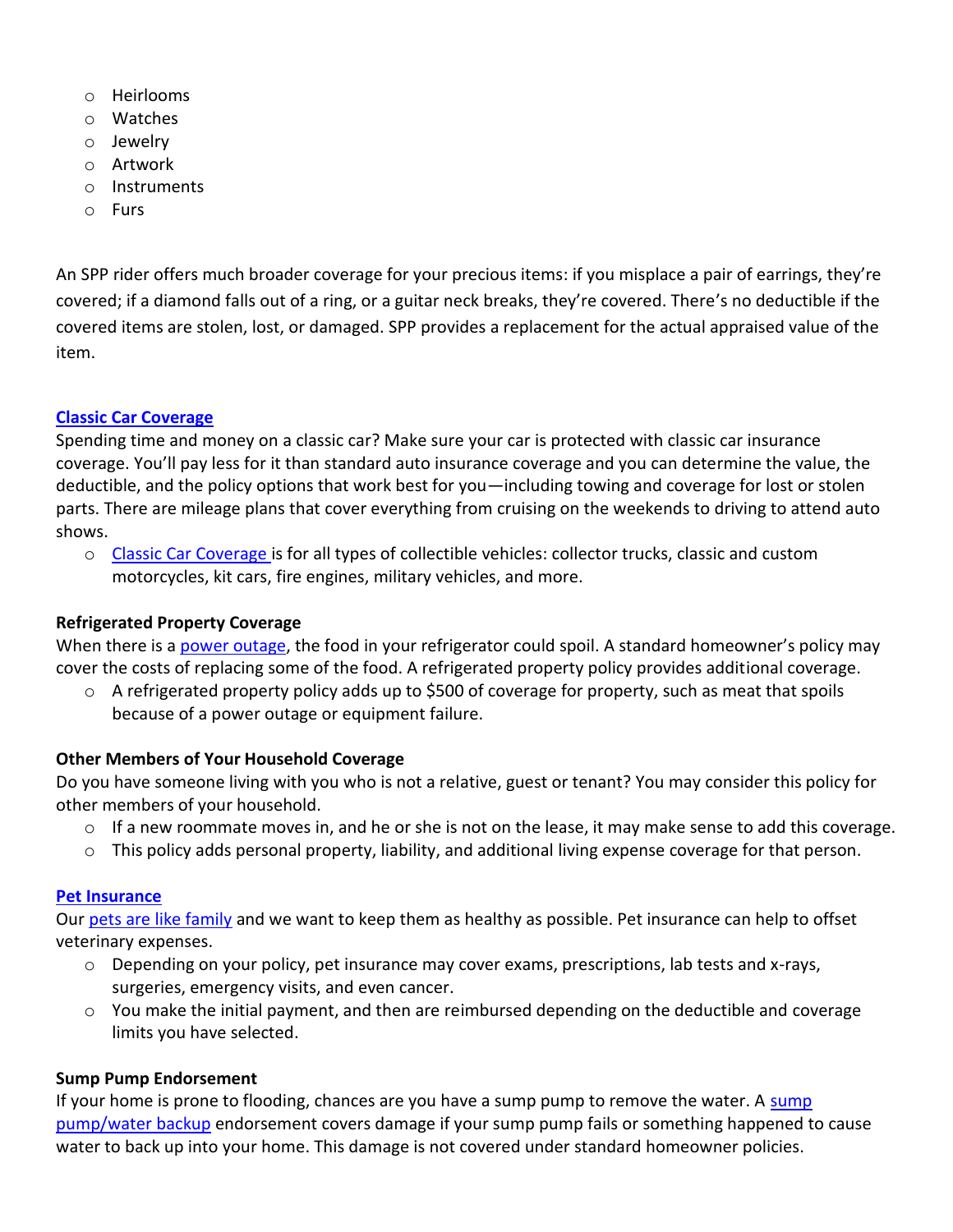- Heirlooms
- Watches
- Jewelry
- Artwork
- Instruments
- Furs

An SPP rider offers much broader coverage for your precious items: if you misplace a pair of earrings, they're covered; if a diamond falls out of a ring, or a guitar neck breaks, they're covered. There's no deductible if the covered items are stolen, lost, or damaged. SPP provides a replacement for the actual appraised value of the item.

**Classic Car Coverage**

Spending time and money on a classic car? Make sure your car is protected with classic car insurance coverage. You'll pay less for it than standard auto insurance coverage and you can determine the value, the deductible, and the policy options that work best for you—including towing and coverage for lost or stolen parts. There are mileage plans that cover everything from cruising on the weekends to driving to attend auto shows.

- Classic Car Coverage is for all types of collectible vehicles: collector trucks, classic and custom motorcycles, kit cars, fire engines, military vehicles, and more.

**Refrigerated Property Coverage**

When there is a power outage, the food in your refrigerator could spoil. A standard homeowner's policy may cover the costs of replacing some of the food. A refrigerated property policy provides additional coverage.

- A refrigerated property policy adds up to $500 of coverage for property, such as meat that spoils because of a power outage or equipment failure.

**Other Members of Your Household Coverage**

Do you have someone living with you who is not a relative, guest or tenant? You may consider this policy for other members of your household.

- If a new roommate moves in, and he or she is not on the lease, it may make sense to add this coverage.
- This policy adds personal property, liability, and additional living expense coverage for that person.

**Pet Insurance**

Our pets are like family and we want to keep them as healthy as possible. Pet insurance can help to offset veterinary expenses.

- Depending on your policy, pet insurance may cover exams, prescriptions, lab tests and x-rays, surgeries, emergency visits, and even cancer.
- You make the initial payment, and then are reimbursed depending on the deductible and coverage limits you have selected.

**Sump Pump Endorsement**

If your home is prone to flooding, chances are you have a sump pump to remove the water. A sump pump/water backup endorsement covers damage if your sump pump fails or something happened to cause water to back up into your home. This damage is not covered under standard homeowner policies.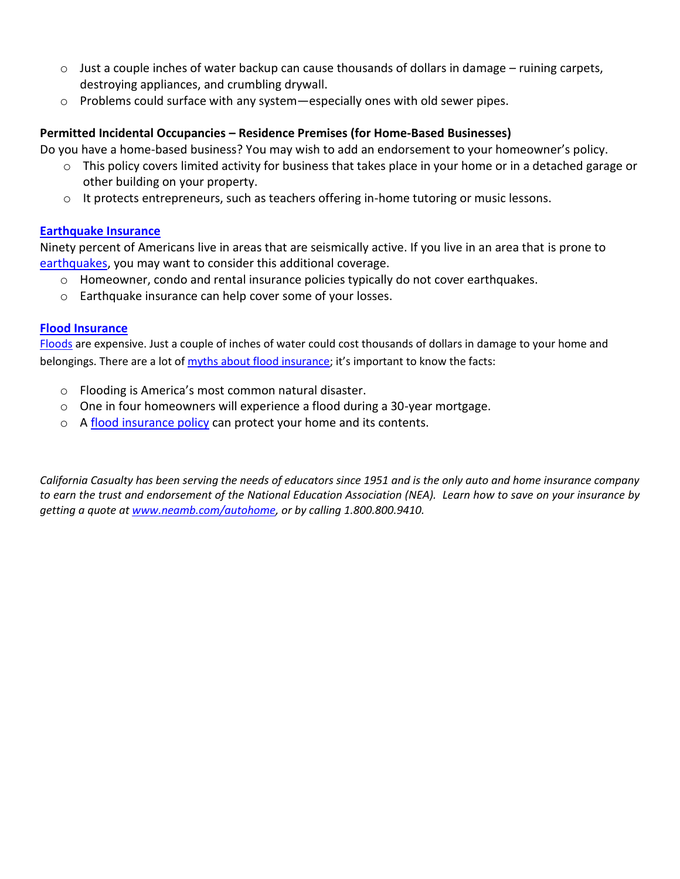- Just a couple inches of water backup can cause thousands of dollars in damage – ruining carpets, destroying appliances, and crumbling drywall.
- Problems could surface with any system—especially ones with old sewer pipes.

**Permitted Incidental Occupancies – Residence Premises (for Home-Based Businesses)**

Do you have a home-based business? You may wish to add an endorsement to your homeowner's policy.

- This policy covers limited activity for business that takes place in your home or in a detached garage or other building on your property.
- It protects entrepreneurs, such as teachers offering in-home tutoring or music lessons.

**Earthquake Insurance**

Ninety percent of Americans live in areas that are seismically active. If you live in an area that is prone to earthquakes, you may want to consider this additional coverage.

- Homeowner, condo and rental insurance policies typically do not cover earthquakes.
- Earthquake insurance can help cover some of your losses.

**Flood Insurance**

Floods are expensive. Just a couple of inches of water could cost thousands of dollars in damage to your home and belongings. There are a lot of myths about flood insurance; it's important to know the facts:

- Flooding is America's most common natural disaster.
- One in four homeowners will experience a flood during a 30-year mortgage.
- A flood insurance policy can protect your home and its contents.

*California Casualty has been serving the needs of educators since 1951 and is the only auto and home insurance company to earn the trust and endorsement of the National Education Association (NEA). Learn how to save on your insurance by getting a quote at www.neamb.com/autohome, or by calling 1.800.800.9410.*